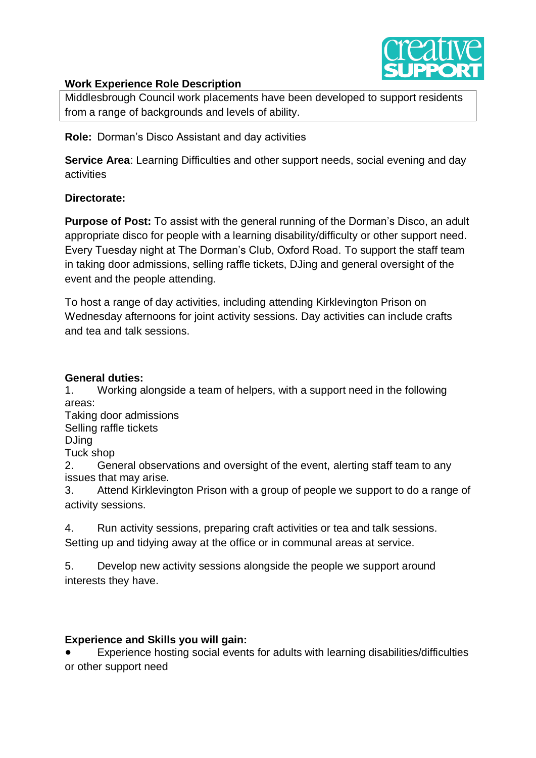**Work Experience Role Description**

Middlesbrough Council work placements have been developed to support residents from a range of backgrounds and levels of ability.

**Role:** Dorman's Disco Assistant and day activities

**Service Area**: Learning Difficulties and other support needs, social evening and day activities

**Directorate:**

**Purpose of Post:** To assist with the general running of the Dorman's Disco, an adult appropriate disco for people with a learning disability/difficulty or other support need. Every Tuesday night at The Dorman's Club, Oxford Road. To support the staff team in taking door admissions, selling raffle tickets, DJing and general oversight of the event and the people attending.

To host a range of day activities, including attending Kirklevington Prison on Wednesday afternoons for joint activity sessions. Day activities can include crafts and tea and talk sessions.

**General duties:**

1. Working alongside a team of helpers, with a support need in the following areas:
   Taking door admissions
   Selling raffle tickets
   DJing
   Tuck shop
2. General observations and oversight of the event, alerting staff team to any issues that may arise.
3. Attend Kirklevington Prison with a group of people we support to do a range of activity sessions.
4. Run activity sessions, preparing craft activities or tea and talk sessions. Setting up and tidying away at the office or in communal areas at service.
5. Develop new activity sessions alongside the people we support around interests they have.

**Experience and Skills you will gain:**

- Experience hosting social events for adults with learning disabilities/difficulties or other support need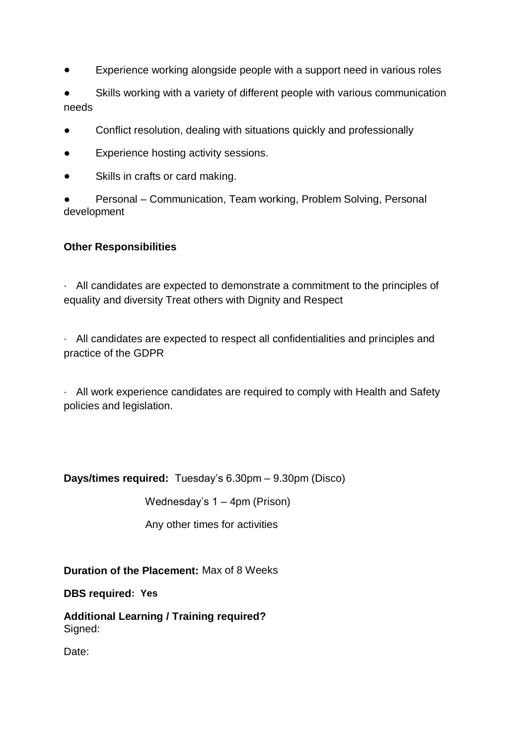- Experience working alongside people with a support need in various roles
- Skills working with a variety of different people with various communication needs
- Conflict resolution, dealing with situations quickly and professionally
- Experience hosting activity sessions.
- Skills in crafts or card making.
- Personal – Communication, Team working, Problem Solving, Personal development

**Other Responsibilities**

· All candidates are expected to demonstrate a commitment to the principles of equality and diversity Treat others with Dignity and Respect

· All candidates are expected to respect all confidentialities and principles and practice of the GDPR

· All work experience candidates are required to comply with Health and Safety policies and legislation.

**Days/times required:** Tuesday's 6.30pm – 9.30pm (Disco)

Wednesday's 1 – 4pm (Prison)

Any other times for activities

**Duration of the Placement:** Max of 8 Weeks

**DBS required: Yes**

**Additional Learning / Training required?**

Signed:

Date: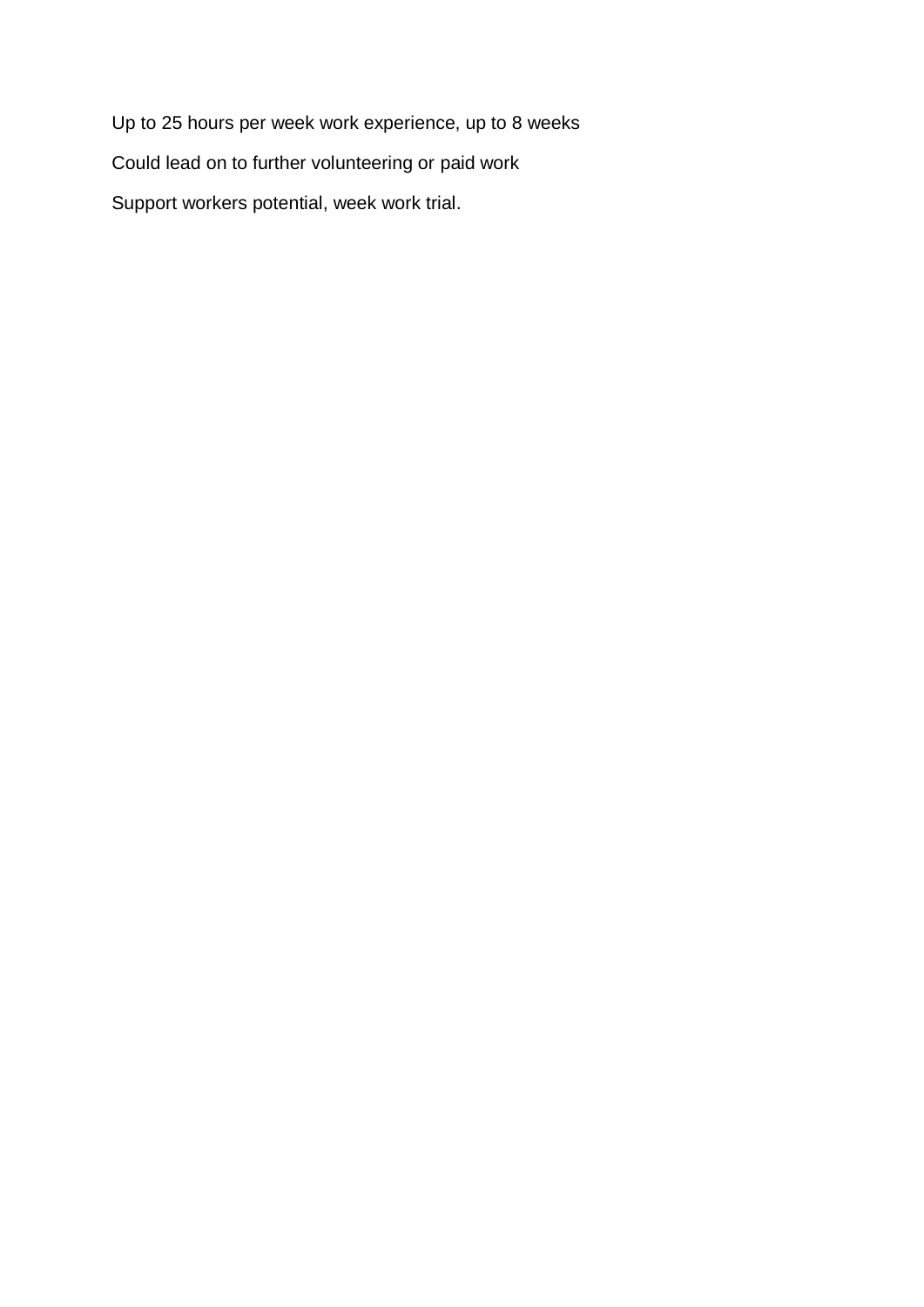Up to 25 hours per week work experience, up to 8 weeks

Could lead on to further volunteering or paid work

Support workers potential, week work trial.